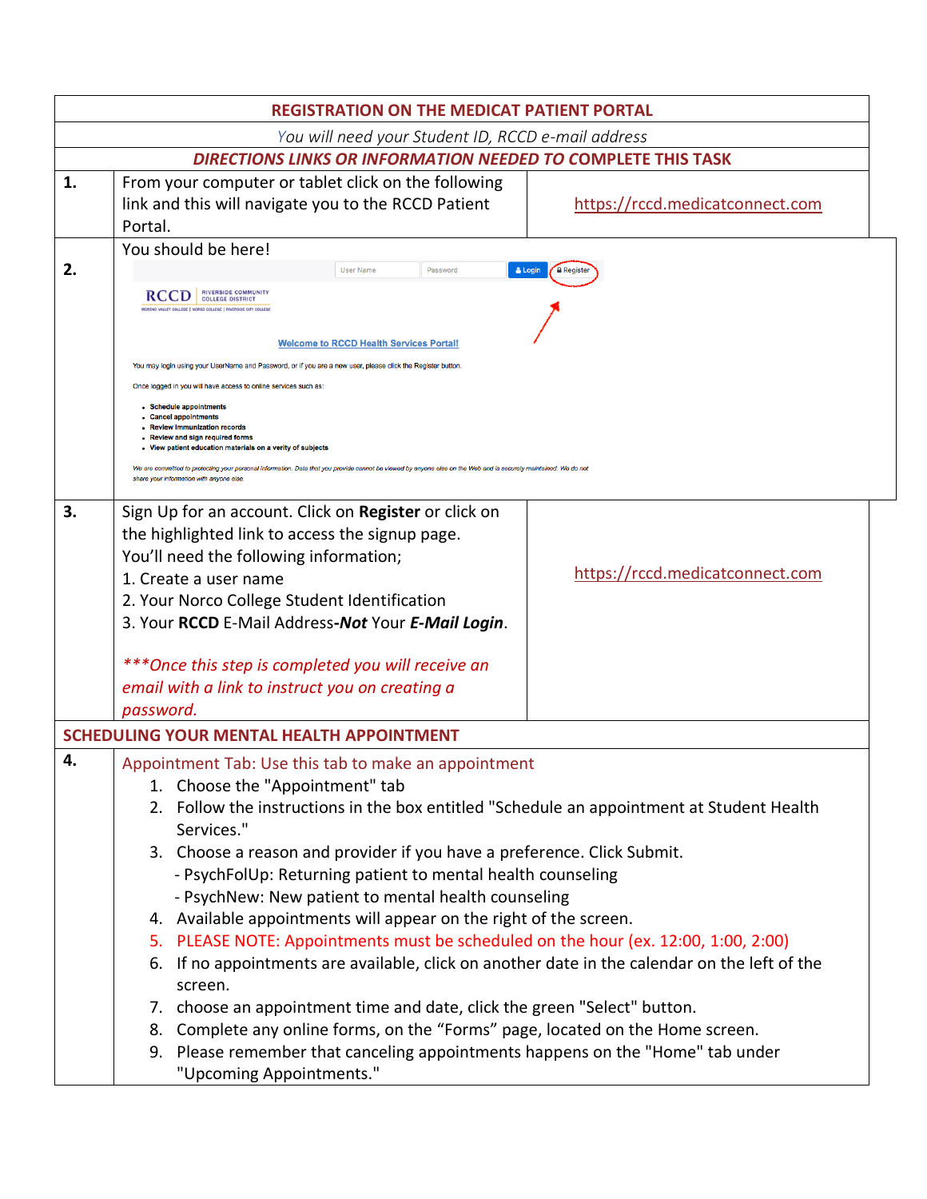## REGISTRATION ON THE MEDICAT PATIENT PORTAL

*You will need your Student ID, RCCD e-mail address*

***DIRECTIONS LINKS OR INFORMATION NEEDED TO COMPLETE THIS TASK***

| | | |
|---|---|---|
| **1.** | From your computer or tablet click on the following link and this will navigate you to the RCCD Patient Portal. | https://rccd.medicatconnect.com |
| **2.** | You should be here! User Name Password Login Register RCCD RIVERSIDE COMMUNITY COLLEGE DISTRICT MORENO VALLEY COLLEGE \| NORCO COLLEGE \| RIVERSIDE CITY COLLEGE Welcome to RCCD Health Services Portal! You may login using your UserName and Password, or if you are a new user, please click the Register button. Once logged in you will have access to online services such as: • Schedule appointments • Cancel appointments • Review Immunization records • Review and sign required forms • View patient education materials on a verity of subjects *We are committed to protecting your personal information. Data that you provide cannot be viewed by anyone else on the Web and is securely maintained. We do not share your information with anyone else.* | |
| **3.** | Sign Up for an account. Click on **Register** or click on the highlighted link to access the signup page. You'll need the following information; 1. Create a user name 2. Your Norco College Student Identification 3. Your **RCCD** E-Mail Address-***Not*** Your ***E-Mail Login***. *\*\*\*Once this step is completed you will receive an email with a link to instruct you on creating a password.* | https://rccd.medicatconnect.com |

## SCHEDULING YOUR MENTAL HEALTH APPOINTMENT

**4.** Appointment Tab: Use this tab to make an appointment

1. Choose the "Appointment" tab
2. Follow the instructions in the box entitled "Schedule an appointment at Student Health Services."
3. Choose a reason and provider if you have a preference. Click Submit.
   - PsychFolUp: Returning patient to mental health counseling
   - PsychNew: New patient to mental health counseling
4. Available appointments will appear on the right of the screen.
5. PLEASE NOTE: Appointments must be scheduled on the hour (ex. 12:00, 1:00, 2:00)
6. If no appointments are available, click on another date in the calendar on the left of the screen.
7. choose an appointment time and date, click the green "Select" button.
8. Complete any online forms, on the "Forms" page, located on the Home screen.
9. Please remember that canceling appointments happens on the "Home" tab under "Upcoming Appointments."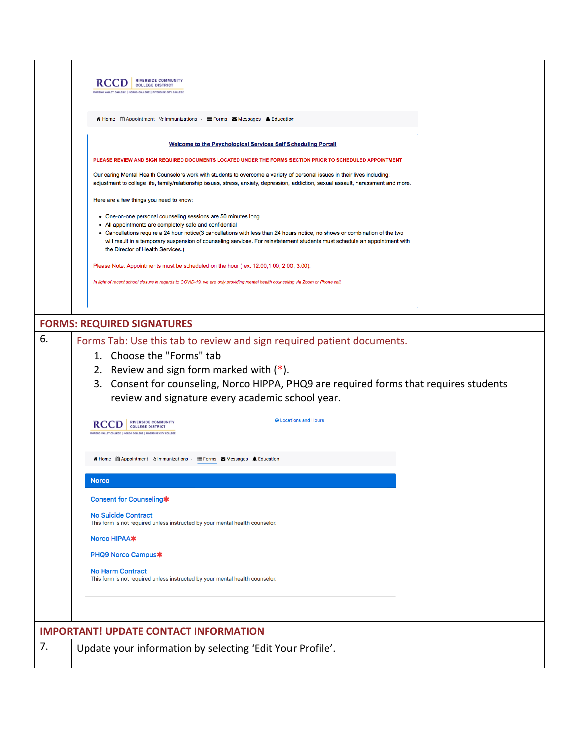| | |
|---|---|
| | RCCD RIVERSIDE COMMUNITY COLLEGE DISTRICT<br>MORENO VALLEY COLLEGE \| NORCO COLLEGE \| RIVERSIDE CITY COLLEGE<br><br>Home Appointment Immunizations Forms Messages Education<br><br>**Welcome to the Psychological Services Self Scheduling Portal!**<br><br>PLEASE REVIEW AND SIGN REQUIRED DOCUMENTS LOCATED UNDER THE FORMS SECTION PRIOR TO SCHEDULED APPOINTMENT<br><br>Our caring Mental Health Counselors work with students to overcome a variety of personal issues in their lives including: adjustment to college life, family/relationship issues, stress, anxiety, depression, addiction, sexual assault, harassment and more.<br><br>Here are a few things you need to know:<br>• One-on-one personal counseling sessions are 50 minutes long<br>• All appointments are completely safe and confidential<br>• Cancellations require a 24 hour notice(3 cancellations with less than 24 hours notice, no shows or combination of the two will result in a temporary suspension of counseling services. For reinstatement students must schedule an appointment with the Director of Health Services.)<br><br>Please Note: Appointments must be scheduled on the hour ( ex. 12:00,1:00, 2:00, 3:00).<br><br>*In light of recent school closure in regards to COVID-19, we are only providing mental health counseling via Zoom or Phone call.* |
| **FORMS: REQUIRED SIGNATURES** | |
| 6. | Forms Tab: Use this tab to review and sign required patient documents.<br>1. Choose the "Forms" tab<br>2. Review and sign form marked with (*).<br>3. Consent for counseling, Norco HIPPA, PHQ9 are required forms that requires students review and signature every academic school year.<br><br>RCCD RIVERSIDE COMMUNITY COLLEGE DISTRICT<br>MORENO VALLEY COLLEGE \| NORCO COLLEGE \| RIVERSIDE CITY COLLEGE<br>Locations and Hours<br><br>Home Appointment Immunizations Forms Messages Education<br><br>**Norco**<br>Consent for Counseling*<br>No Suicide Contract<br>This form is not required unless instructed by your mental health counselor.<br>Norco HIPAA*<br>PHQ9 Norco Campus*<br>No Harm Contract<br>This form is not required unless instructed by your mental health counselor. |
| **IMPORTANT! UPDATE CONTACT INFORMATION** | |
| 7. | Update your information by selecting 'Edit Your Profile'. |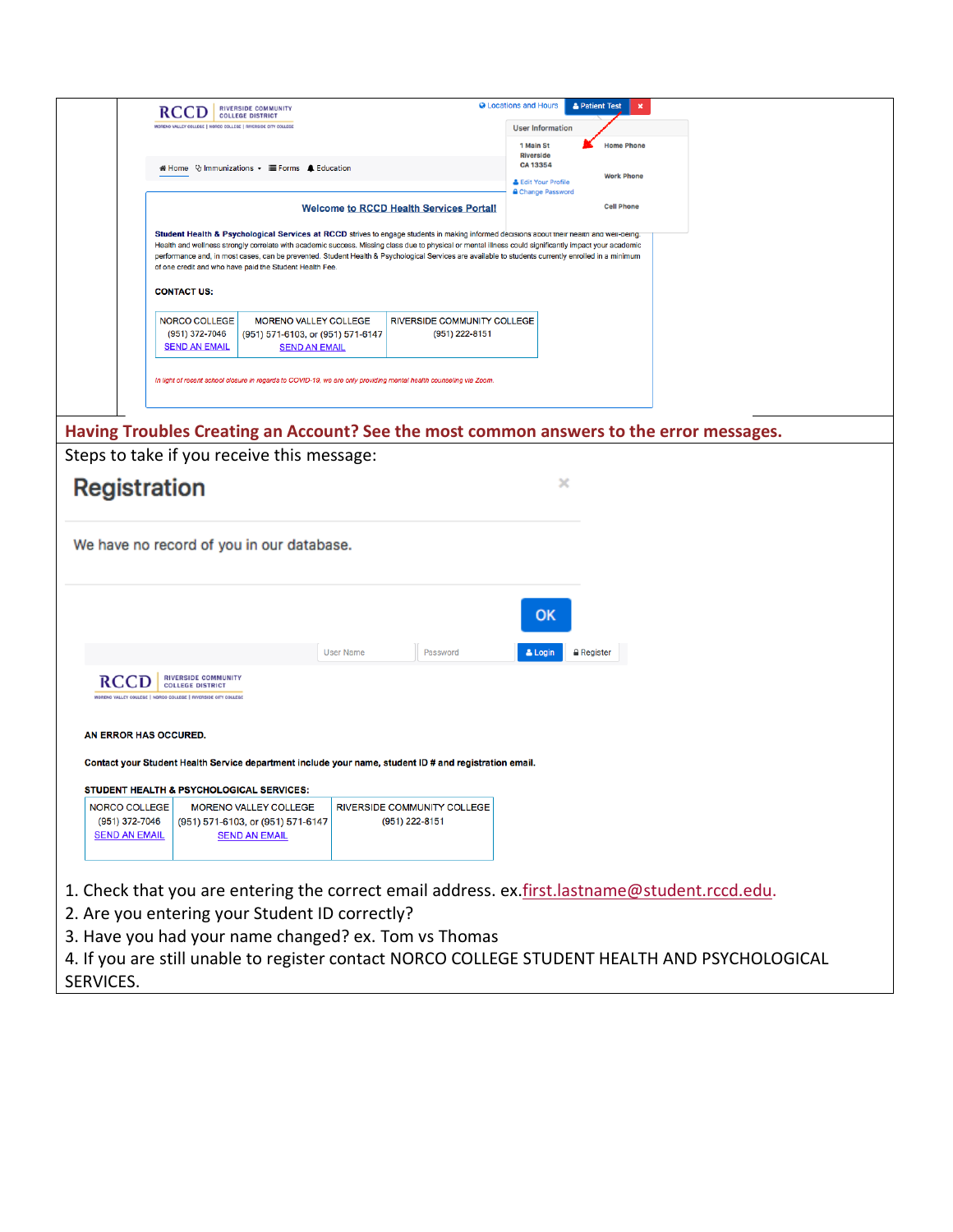RCCD RIVERSIDE COMMUNITY COLLEGE DISTRICT
MORENO VALLEY COLLEGE | NORCO COLLEGE | RIVERSIDE CITY COLLEGE

Locations and Hours | Patient Test

Home | Immunizations | Forms | Education

User Information

1 Main St
Riverside
CA 13354

Home Phone

Work Phone

Cell Phone

Edit Your Profile
Change Password

Welcome to RCCD Health Services Portal!

**Student Health & Psychological Services at RCCD** strives to engage students in making informed decisions about their health and well-being. Health and wellness strongly correlate with academic success. Missing class due to physical or mental illness could significantly impact your academic performance and, in most cases, can be prevented. Student Health & Psychological Services are available to students currently enrolled in a minimum of one credit and who have paid the Student Health Fee.

**CONTACT US:**

| NORCO COLLEGE | MORENO VALLEY COLLEGE | RIVERSIDE COMMUNITY COLLEGE |
|---|---|---|
| (951) 372-7046<br>SEND AN EMAIL | (951) 571-6103, or (951) 571-6147<br>SEND AN EMAIL | (951) 222-8151 |

*In light of recent school closure in regards to COVID-19, we are only providing mental health counseling via Zoom.*

## Having Troubles Creating an Account? See the most common answers to the error messages.

Steps to take if you receive this message:

**Registration**

We have no record of you in our database.

OK

User Name | Password | Login | Register

RCCD RIVERSIDE COMMUNITY COLLEGE DISTRICT
MORENO VALLEY COLLEGE | NORCO COLLEGE | RIVERSIDE CITY COLLEGE

**AN ERROR HAS OCCURED.**

**Contact your Student Health Service department include your name, student ID # and registration email.**

**STUDENT HEALTH & PSYCHOLOGICAL SERVICES:**

| NORCO COLLEGE | MORENO VALLEY COLLEGE | RIVERSIDE COMMUNITY COLLEGE |
|---|---|---|
| (951) 372-7046<br>SEND AN EMAIL | (951) 571-6103, or (951) 571-6147<br>SEND AN EMAIL | (951) 222-8151 |

1. Check that you are entering the correct email address. ex.first.lastname@student.rccd.edu.
2. Are you entering your Student ID correctly?
3. Have you had your name changed? ex. Tom vs Thomas
4. If you are still unable to register contact NORCO COLLEGE STUDENT HEALTH AND PSYCHOLOGICAL SERVICES.